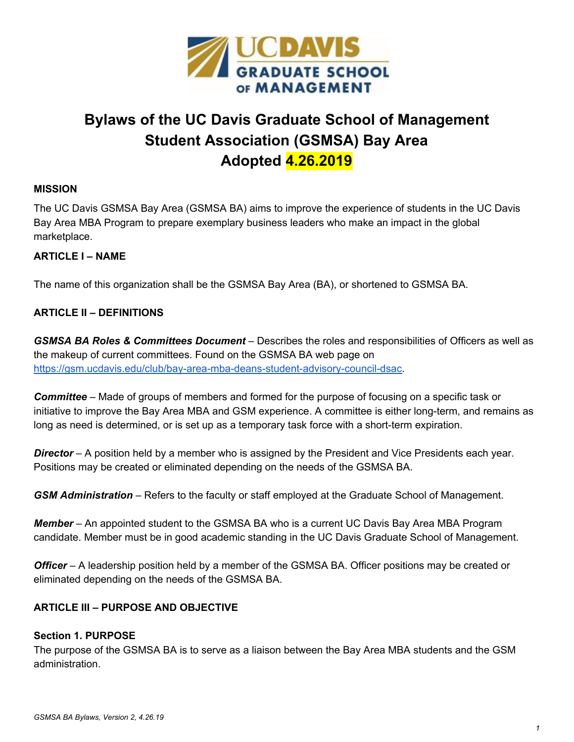# Bylaws of the UC Davis Graduate School of Management Student Association (GSMSA) Bay Area Adopted 4.26.2019

## MISSION

The UC Davis GSMSA Bay Area (GSMSA BA) aims to improve the experience of students in the UC Davis Bay Area MBA Program to prepare exemplary business leaders who make an impact in the global marketplace.

## ARTICLE I – NAME

The name of this organization shall be the GSMSA Bay Area (BA), or shortened to GSMSA BA.

## ARTICLE II – DEFINITIONS

***GSMSA BA Roles & Committees Document*** – Describes the roles and responsibilities of Officers as well as the makeup of current committees. Found on the GSMSA BA web page on https://gsm.ucdavis.edu/club/bay-area-mba-deans-student-advisory-council-dsac.

***Committee*** – Made of groups of members and formed for the purpose of focusing on a specific task or initiative to improve the Bay Area MBA and GSM experience. A committee is either long-term, and remains as long as need is determined, or is set up as a temporary task force with a short-term expiration.

***Director*** – A position held by a member who is assigned by the President and Vice Presidents each year. Positions may be created or eliminated depending on the needs of the GSMSA BA.

***GSM Administration*** – Refers to the faculty or staff employed at the Graduate School of Management.

***Member*** – An appointed student to the GSMSA BA who is a current UC Davis Bay Area MBA Program candidate. Member must be in good academic standing in the UC Davis Graduate School of Management.

***Officer*** – A leadership position held by a member of the GSMSA BA. Officer positions may be created or eliminated depending on the needs of the GSMSA BA.

## ARTICLE III – PURPOSE AND OBJECTIVE

### Section 1. PURPOSE

The purpose of the GSMSA BA is to serve as a liaison between the Bay Area MBA students and the GSM administration.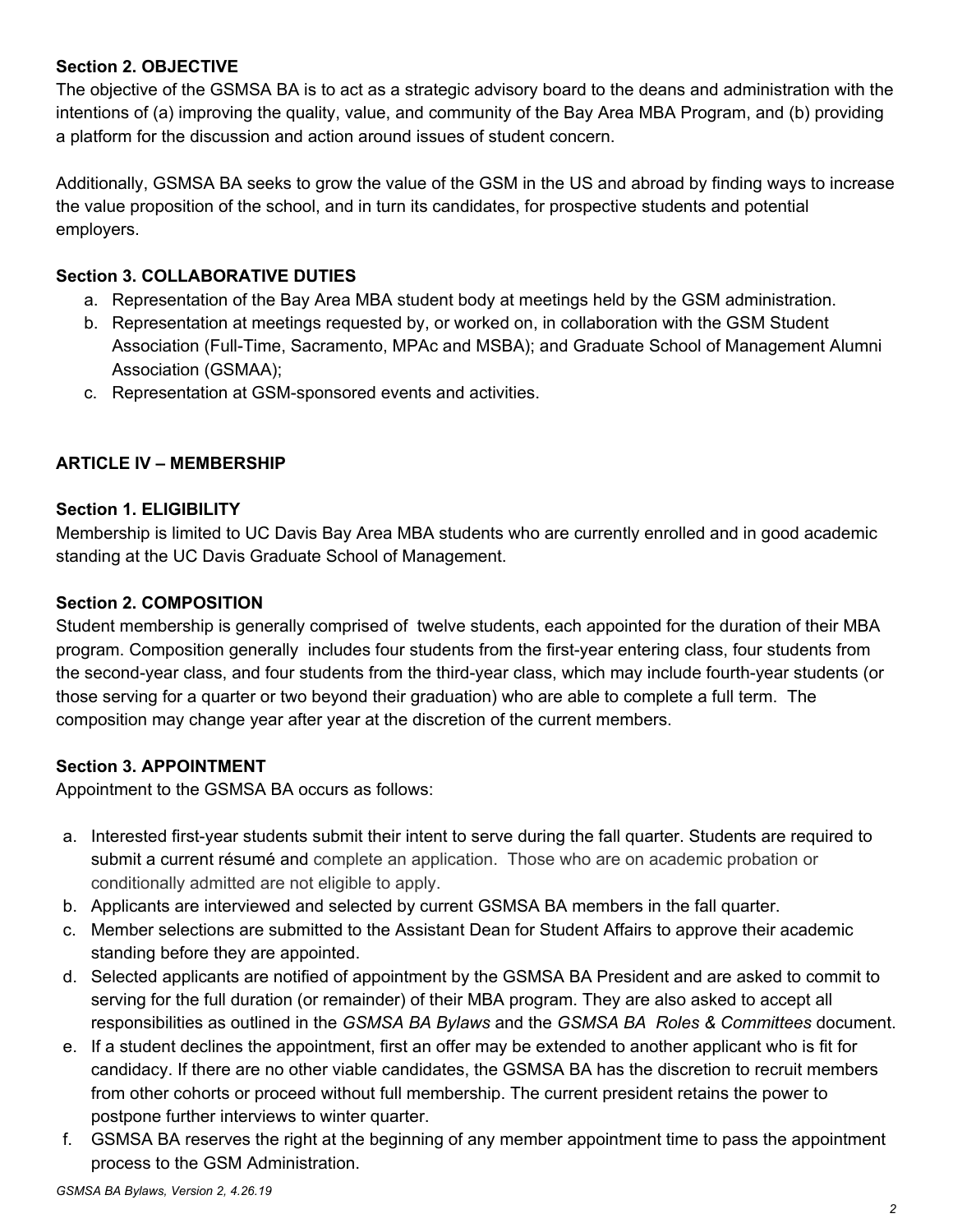**Section 2. OBJECTIVE**

The objective of the GSMSA BA is to act as a strategic advisory board to the deans and administration with the intentions of (a) improving the quality, value, and community of the Bay Area MBA Program, and (b) providing a platform for the discussion and action around issues of student concern.

Additionally, GSMSA BA seeks to grow the value of the GSM in the US and abroad by finding ways to increase the value proposition of the school, and in turn its candidates, for prospective students and potential employers.

**Section 3. COLLABORATIVE DUTIES**

a. Representation of the Bay Area MBA student body at meetings held by the GSM administration.
b. Representation at meetings requested by, or worked on, in collaboration with the GSM Student Association (Full-Time, Sacramento, MPAc and MSBA); and Graduate School of Management Alumni Association (GSMAA);
c. Representation at GSM-sponsored events and activities.

## ARTICLE IV – MEMBERSHIP

**Section 1. ELIGIBILITY**

Membership is limited to UC Davis Bay Area MBA students who are currently enrolled and in good academic standing at the UC Davis Graduate School of Management.

**Section 2. COMPOSITION**

Student membership is generally comprised of twelve students, each appointed for the duration of their MBA program. Composition generally includes four students from the first-year entering class, four students from the second-year class, and four students from the third-year class, which may include fourth-year students (or those serving for a quarter or two beyond their graduation) who are able to complete a full term. The composition may change year after year at the discretion of the current members.

**Section 3. APPOINTMENT**

Appointment to the GSMSA BA occurs as follows:

a. Interested first-year students submit their intent to serve during the fall quarter. Students are required to submit a current résumé and complete an application. Those who are on academic probation or conditionally admitted are not eligible to apply.
b. Applicants are interviewed and selected by current GSMSA BA members in the fall quarter.
c. Member selections are submitted to the Assistant Dean for Student Affairs to approve their academic standing before they are appointed.
d. Selected applicants are notified of appointment by the GSMSA BA President and are asked to commit to serving for the full duration (or remainder) of their MBA program. They are also asked to accept all responsibilities as outlined in the *GSMSA BA Bylaws* and the *GSMSA BA Roles & Committees* document.
e. If a student declines the appointment, first an offer may be extended to another applicant who is fit for candidacy. If there are no other viable candidates, the GSMSA BA has the discretion to recruit members from other cohorts or proceed without full membership. The current president retains the power to postpone further interviews to winter quarter.
f. GSMSA BA reserves the right at the beginning of any member appointment time to pass the appointment process to the GSM Administration.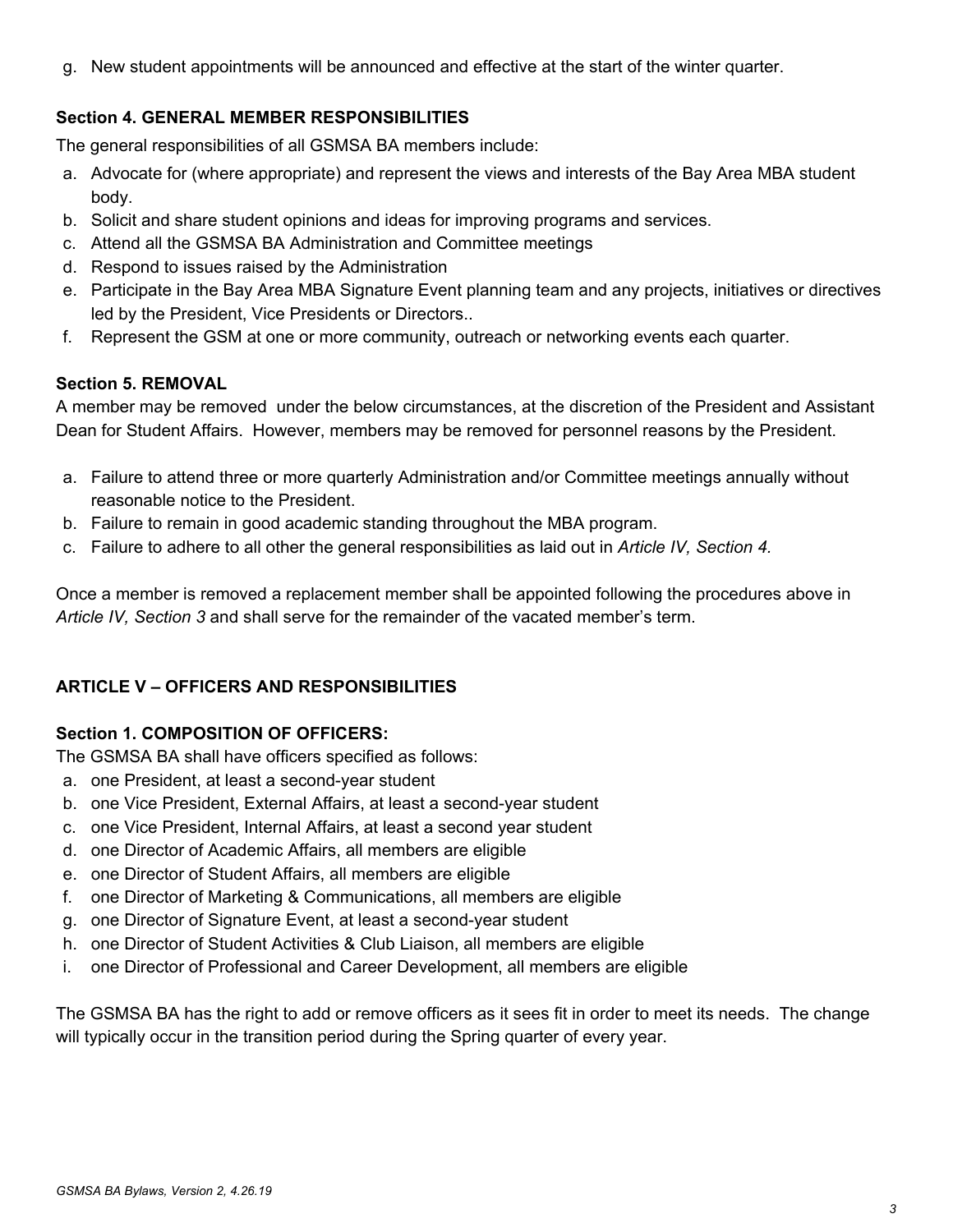g. New student appointments will be announced and effective at the start of the winter quarter.

### Section 4. GENERAL MEMBER RESPONSIBILITIES

The general responsibilities of all GSMSA BA members include:

a. Advocate for (where appropriate) and represent the views and interests of the Bay Area MBA student body.
b. Solicit and share student opinions and ideas for improving programs and services.
c. Attend all the GSMSA BA Administration and Committee meetings
d. Respond to issues raised by the Administration
e. Participate in the Bay Area MBA Signature Event planning team and any projects, initiatives or directives led by the President, Vice Presidents or Directors..
f. Represent the GSM at one or more community, outreach or networking events each quarter.

### Section 5. REMOVAL

A member may be removed under the below circumstances, at the discretion of the President and Assistant Dean for Student Affairs. However, members may be removed for personnel reasons by the President.

a. Failure to attend three or more quarterly Administration and/or Committee meetings annually without reasonable notice to the President.
b. Failure to remain in good academic standing throughout the MBA program.
c. Failure to adhere to all other the general responsibilities as laid out in *Article IV, Section 4.*

Once a member is removed a replacement member shall be appointed following the procedures above in *Article IV, Section 3* and shall serve for the remainder of the vacated member's term.

## ARTICLE V – OFFICERS AND RESPONSIBILITIES

### Section 1. COMPOSITION OF OFFICERS:

The GSMSA BA shall have officers specified as follows:

a. one President, at least a second-year student
b. one Vice President, External Affairs, at least a second-year student
c. one Vice President, Internal Affairs, at least a second year student
d. one Director of Academic Affairs, all members are eligible
e. one Director of Student Affairs, all members are eligible
f. one Director of Marketing & Communications, all members are eligible
g. one Director of Signature Event, at least a second-year student
h. one Director of Student Activities & Club Liaison, all members are eligible
i. one Director of Professional and Career Development, all members are eligible

The GSMSA BA has the right to add or remove officers as it sees fit in order to meet its needs. The change will typically occur in the transition period during the Spring quarter of every year.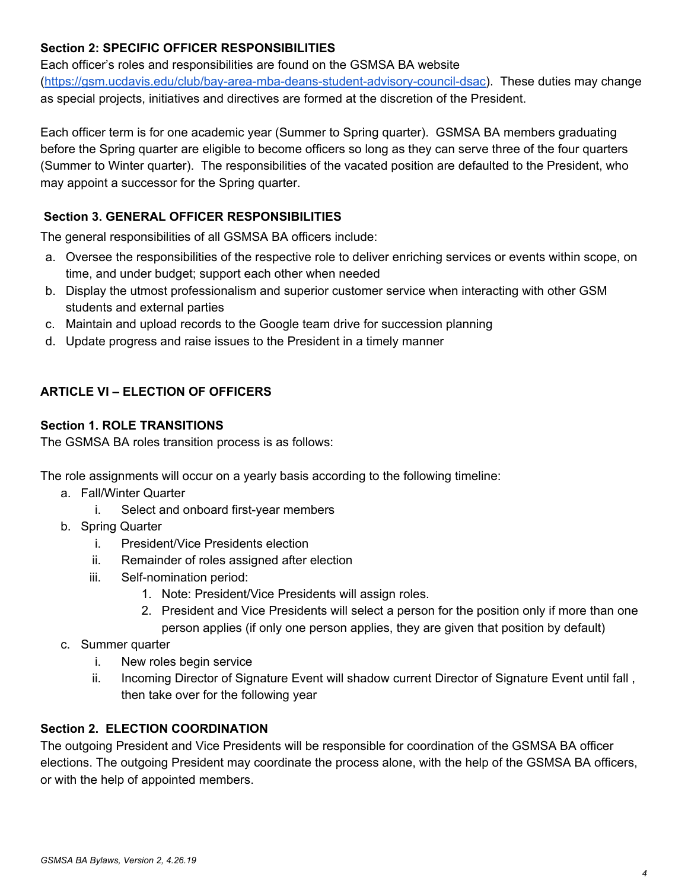### Section 2: SPECIFIC OFFICER RESPONSIBILITIES

Each officer's roles and responsibilities are found on the GSMSA BA website ([https://gsm.ucdavis.edu/club/bay-area-mba-deans-student-advisory-council-dsac](https://gsm.ucdavis.edu/club/bay-area-mba-deans-student-advisory-council-dsac)). These duties may change as special projects, initiatives and directives are formed at the discretion of the President.

Each officer term is for one academic year (Summer to Spring quarter). GSMSA BA members graduating before the Spring quarter are eligible to become officers so long as they can serve three of the four quarters (Summer to Winter quarter). The responsibilities of the vacated position are defaulted to the President, who may appoint a successor for the Spring quarter.

### Section 3. GENERAL OFFICER RESPONSIBILITIES

The general responsibilities of all GSMSA BA officers include:

a. Oversee the responsibilities of the respective role to deliver enriching services or events within scope, on time, and under budget; support each other when needed
b. Display the utmost professionalism and superior customer service when interacting with other GSM students and external parties
c. Maintain and upload records to the Google team drive for succession planning
d. Update progress and raise issues to the President in a timely manner

## ARTICLE VI – ELECTION OF OFFICERS

### Section 1. ROLE TRANSITIONS

The GSMSA BA roles transition process is as follows:

The role assignments will occur on a yearly basis according to the following timeline:

a. Fall/Winter Quarter
    i. Select and onboard first-year members
b. Spring Quarter
    i. President/Vice Presidents election
    ii. Remainder of roles assigned after election
    iii. Self-nomination period:
        1. Note: President/Vice Presidents will assign roles.
        2. President and Vice Presidents will select a person for the position only if more than one person applies (if only one person applies, they are given that position by default)
c. Summer quarter
    i. New roles begin service
    ii. Incoming Director of Signature Event will shadow current Director of Signature Event until fall , then take over for the following year

### Section 2. ELECTION COORDINATION

The outgoing President and Vice Presidents will be responsible for coordination of the GSMSA BA officer elections. The outgoing President may coordinate the process alone, with the help of the GSMSA BA officers, or with the help of appointed members.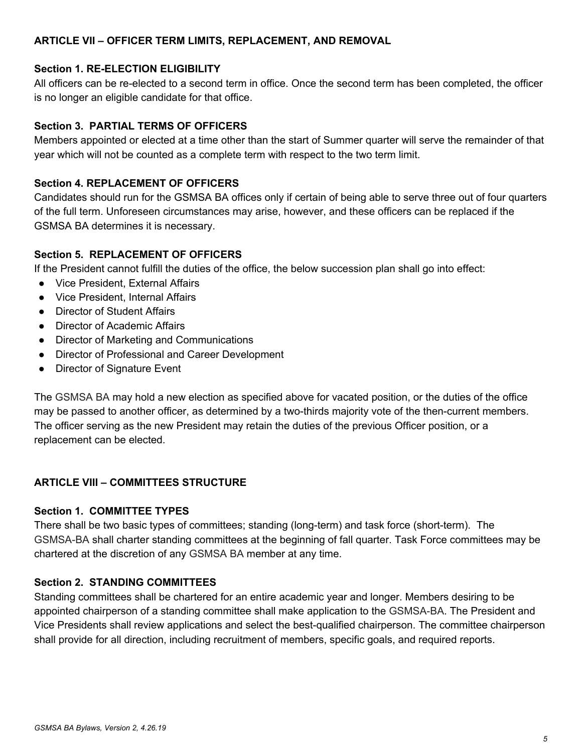## ARTICLE VII – OFFICER TERM LIMITS, REPLACEMENT, AND REMOVAL

### Section 1. RE-ELECTION ELIGIBILITY

All officers can be re-elected to a second term in office. Once the second term has been completed, the officer is no longer an eligible candidate for that office.

### Section 3. PARTIAL TERMS OF OFFICERS

Members appointed or elected at a time other than the start of Summer quarter will serve the remainder of that year which will not be counted as a complete term with respect to the two term limit.

### Section 4. REPLACEMENT OF OFFICERS

Candidates should run for the GSMSA BA offices only if certain of being able to serve three out of four quarters of the full term. Unforeseen circumstances may arise, however, and these officers can be replaced if the GSMSA BA determines it is necessary.

### Section 5. REPLACEMENT OF OFFICERS

If the President cannot fulfill the duties of the office, the below succession plan shall go into effect:

- Vice President, External Affairs
- Vice President, Internal Affairs
- Director of Student Affairs
- Director of Academic Affairs
- Director of Marketing and Communications
- Director of Professional and Career Development
- Director of Signature Event

The GSMSA BA may hold a new election as specified above for vacated position, or the duties of the office may be passed to another officer, as determined by a two-thirds majority vote of the then-current members. The officer serving as the new President may retain the duties of the previous Officer position, or a replacement can be elected.

## ARTICLE VIII – COMMITTEES STRUCTURE

### Section 1. COMMITTEE TYPES

There shall be two basic types of committees; standing (long-term) and task force (short-term). The GSMSA-BA shall charter standing committees at the beginning of fall quarter. Task Force committees may be chartered at the discretion of any GSMSA BA member at any time.

### Section 2. STANDING COMMITTEES

Standing committees shall be chartered for an entire academic year and longer. Members desiring to be appointed chairperson of a standing committee shall make application to the GSMSA-BA. The President and Vice Presidents shall review applications and select the best-qualified chairperson. The committee chairperson shall provide for all direction, including recruitment of members, specific goals, and required reports.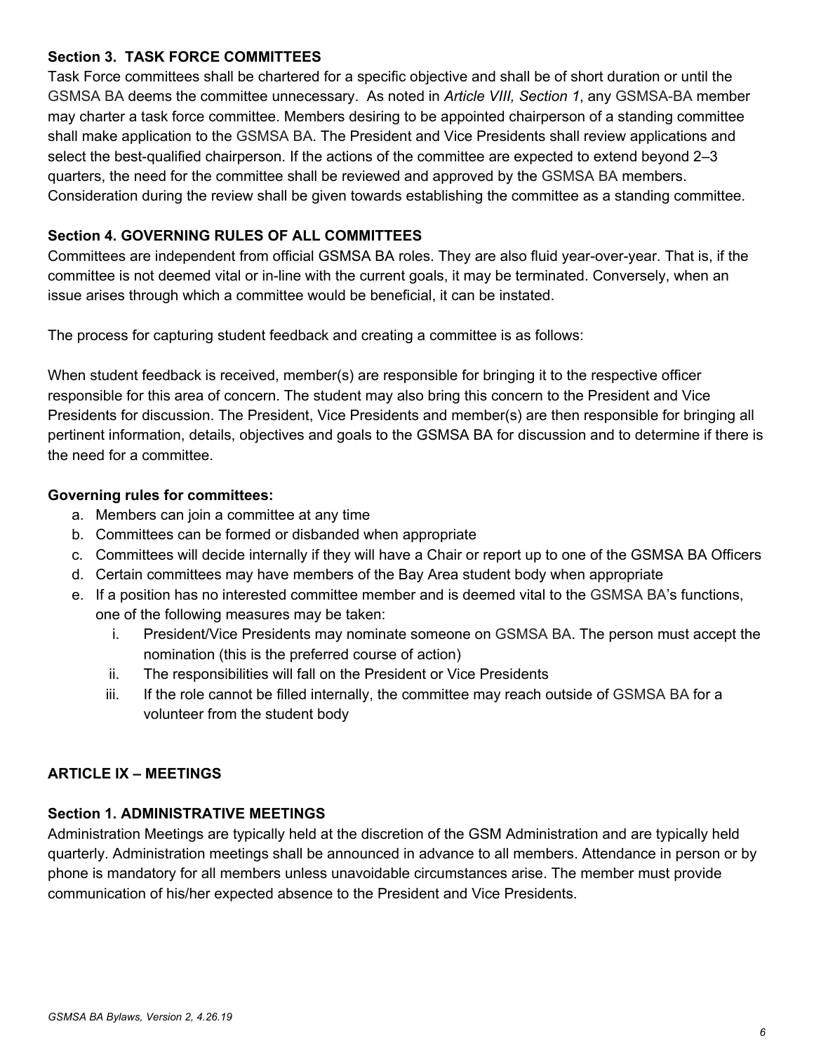**Section 3. TASK FORCE COMMITTEES**

Task Force committees shall be chartered for a specific objective and shall be of short duration or until the GSMSA BA deems the committee unnecessary. As noted in *Article VIII, Section 1*, any GSMSA-BA member may charter a task force committee. Members desiring to be appointed chairperson of a standing committee shall make application to the GSMSA BA. The President and Vice Presidents shall review applications and select the best-qualified chairperson. If the actions of the committee are expected to extend beyond 2–3 quarters, the need for the committee shall be reviewed and approved by the GSMSA BA members. Consideration during the review shall be given towards establishing the committee as a standing committee.

**Section 4. GOVERNING RULES OF ALL COMMITTEES**

Committees are independent from official GSMSA BA roles. They are also fluid year-over-year. That is, if the committee is not deemed vital or in-line with the current goals, it may be terminated. Conversely, when an issue arises through which a committee would be beneficial, it can be instated.

The process for capturing student feedback and creating a committee is as follows:

When student feedback is received, member(s) are responsible for bringing it to the respective officer responsible for this area of concern. The student may also bring this concern to the President and Vice Presidents for discussion. The President, Vice Presidents and member(s) are then responsible for bringing all pertinent information, details, objectives and goals to the GSMSA BA for discussion and to determine if there is the need for a committee.

**Governing rules for committees:**

a. Members can join a committee at any time
b. Committees can be formed or disbanded when appropriate
c. Committees will decide internally if they will have a Chair or report up to one of the GSMSA BA Officers
d. Certain committees may have members of the Bay Area student body when appropriate
e. If a position has no interested committee member and is deemed vital to the GSMSA BA's functions, one of the following measures may be taken:
    i. President/Vice Presidents may nominate someone on GSMSA BA. The person must accept the nomination (this is the preferred course of action)
    ii. The responsibilities will fall on the President or Vice Presidents
    iii. If the role cannot be filled internally, the committee may reach outside of GSMSA BA for a volunteer from the student body

**ARTICLE IX – MEETINGS**

**Section 1. ADMINISTRATIVE MEETINGS**

Administration Meetings are typically held at the discretion of the GSM Administration and are typically held quarterly. Administration meetings shall be announced in advance to all members. Attendance in person or by phone is mandatory for all members unless unavoidable circumstances arise. The member must provide communication of his/her expected absence to the President and Vice Presidents.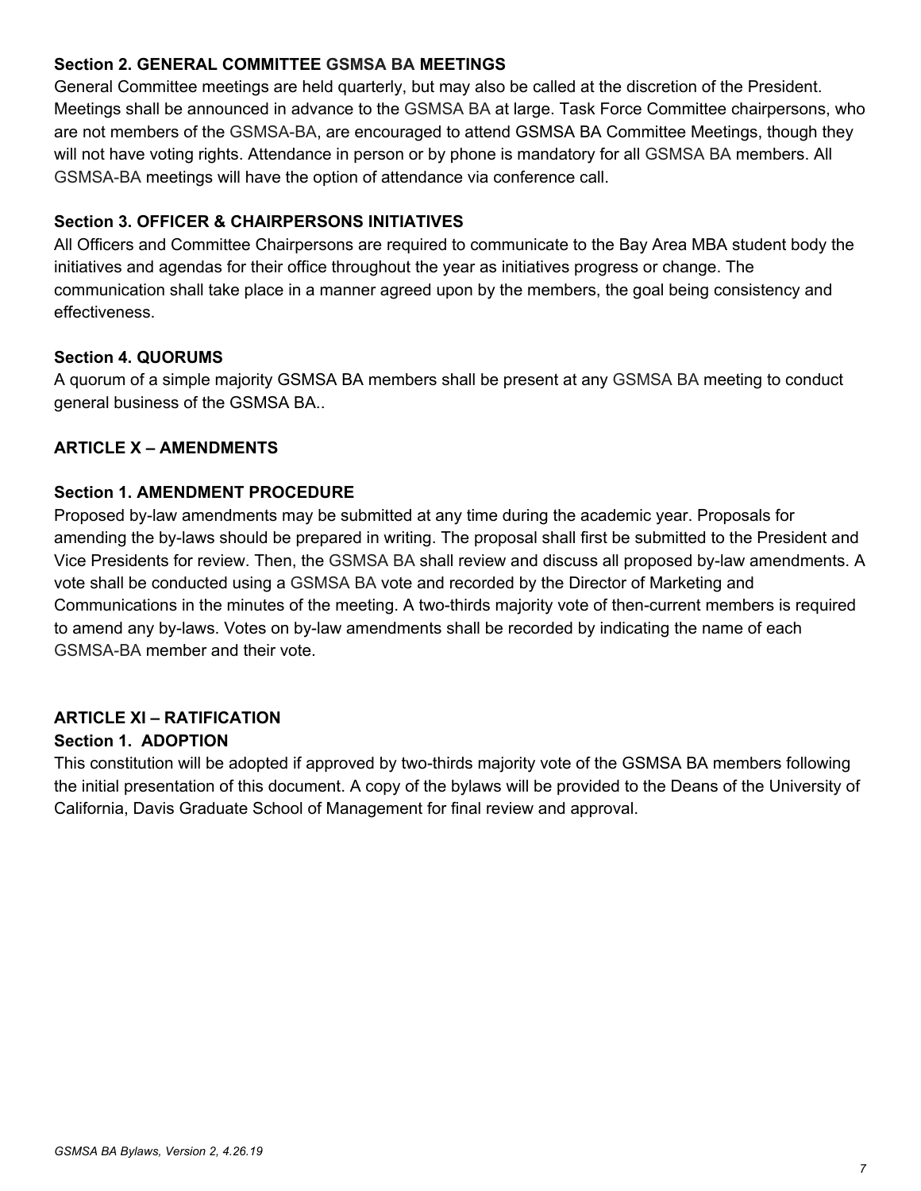**Section 2. GENERAL COMMITTEE GSMSA BA MEETINGS**

General Committee meetings are held quarterly, but may also be called at the discretion of the President. Meetings shall be announced in advance to the GSMSA BA at large. Task Force Committee chairpersons, who are not members of the GSMSA-BA, are encouraged to attend GSMSA BA Committee Meetings, though they will not have voting rights. Attendance in person or by phone is mandatory for all GSMSA BA members. All GSMSA-BA meetings will have the option of attendance via conference call.

**Section 3. OFFICER & CHAIRPERSONS INITIATIVES**

All Officers and Committee Chairpersons are required to communicate to the Bay Area MBA student body the initiatives and agendas for their office throughout the year as initiatives progress or change. The communication shall take place in a manner agreed upon by the members, the goal being consistency and effectiveness.

**Section 4. QUORUMS**

A quorum of a simple majority GSMSA BA members shall be present at any GSMSA BA meeting to conduct general business of the GSMSA BA..

## ARTICLE X – AMENDMENTS

**Section 1. AMENDMENT PROCEDURE**

Proposed by-law amendments may be submitted at any time during the academic year. Proposals for amending the by-laws should be prepared in writing. The proposal shall first be submitted to the President and Vice Presidents for review. Then, the GSMSA BA shall review and discuss all proposed by-law amendments. A vote shall be conducted using a GSMSA BA vote and recorded by the Director of Marketing and Communications in the minutes of the meeting. A two-thirds majority vote of then-current members is required to amend any by-laws. Votes on by-law amendments shall be recorded by indicating the name of each GSMSA-BA member and their vote.

## ARTICLE XI – RATIFICATION

**Section 1. ADOPTION**

This constitution will be adopted if approved by two-thirds majority vote of the GSMSA BA members following the initial presentation of this document. A copy of the bylaws will be provided to the Deans of the University of California, Davis Graduate School of Management for final review and approval.